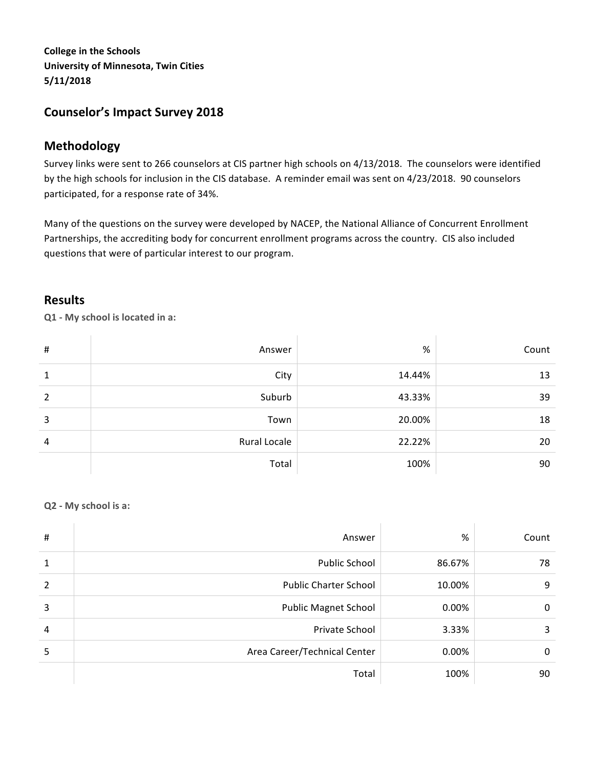**College in the Schools**
**University of Minnesota, Twin Cities**
**5/11/2018**

## Counselor's Impact Survey 2018

## Methodology

Survey links were sent to 266 counselors at CIS partner high schools on 4/13/2018. The counselors were identified by the high schools for inclusion in the CIS database. A reminder email was sent on 4/23/2018. 90 counselors participated, for a response rate of 34%.

Many of the questions on the survey were developed by NACEP, the National Alliance of Concurrent Enrollment Partnerships, the accrediting body for concurrent enrollment programs across the country. CIS also included questions that were of particular interest to our program.

## Results

**Q1 - My school is located in a:**

| # | Answer | % | Count |
|---|---|---|---|
| 1 | City | 14.44% | 13 |
| 2 | Suburb | 43.33% | 39 |
| 3 | Town | 20.00% | 18 |
| 4 | Rural Locale | 22.22% | 20 |
| | Total | 100% | 90 |

**Q2 - My school is a:**

| # | Answer | % | Count |
|---|---|---|---|
| 1 | Public School | 86.67% | 78 |
| 2 | Public Charter School | 10.00% | 9 |
| 3 | Public Magnet School | 0.00% | 0 |
| 4 | Private School | 3.33% | 3 |
| 5 | Area Career/Technical Center | 0.00% | 0 |
| | Total | 100% | 90 |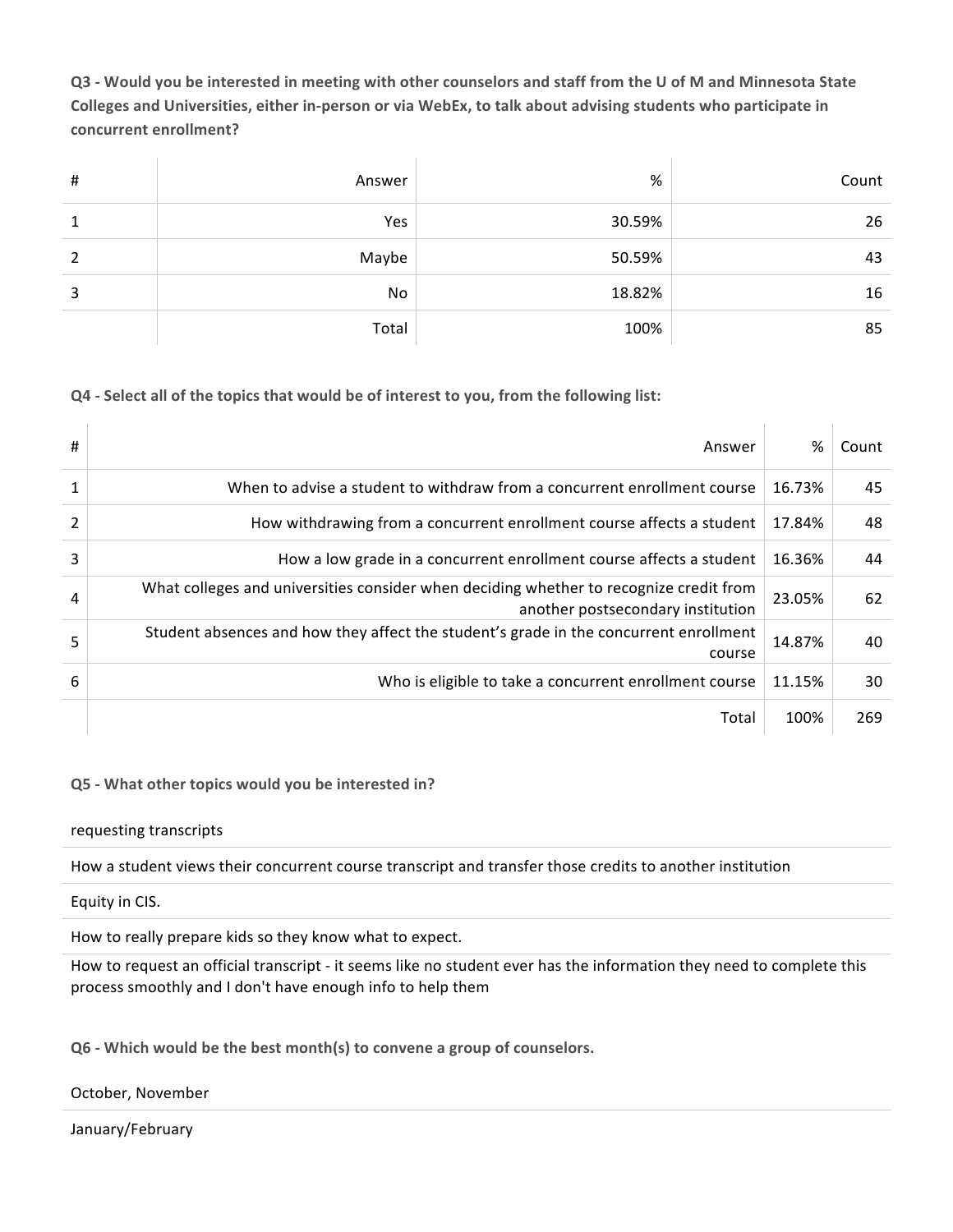**Q3 - Would you be interested in meeting with other counselors and staff from the U of M and Minnesota State Colleges and Universities, either in-person or via WebEx, to talk about advising students who participate in concurrent enrollment?**

| # | Answer | % | Count |
|---|---|---|---|
| 1 | Yes | 30.59% | 26 |
| 2 | Maybe | 50.59% | 43 |
| 3 | No | 18.82% | 16 |
| | Total | 100% | 85 |

**Q4 - Select all of the topics that would be of interest to you, from the following list:**

| # | Answer | % | Count |
|---|---|---|---|
| 1 | When to advise a student to withdraw from a concurrent enrollment course | 16.73% | 45 |
| 2 | How withdrawing from a concurrent enrollment course affects a student | 17.84% | 48 |
| 3 | How a low grade in a concurrent enrollment course affects a student | 16.36% | 44 |
| 4 | What colleges and universities consider when deciding whether to recognize credit from another postsecondary institution | 23.05% | 62 |
| 5 | Student absences and how they affect the student's grade in the concurrent enrollment course | 14.87% | 40 |
| 6 | Who is eligible to take a concurrent enrollment course | 11.15% | 30 |
| | Total | 100% | 269 |

**Q5 - What other topics would you be interested in?**

requesting transcripts

How a student views their concurrent course transcript and transfer those credits to another institution

Equity in CIS.

How to really prepare kids so they know what to expect.

How to request an official transcript - it seems like no student ever has the information they need to complete this process smoothly and I don't have enough info to help them

**Q6 - Which would be the best month(s) to convene a group of counselors.**

October, November

January/February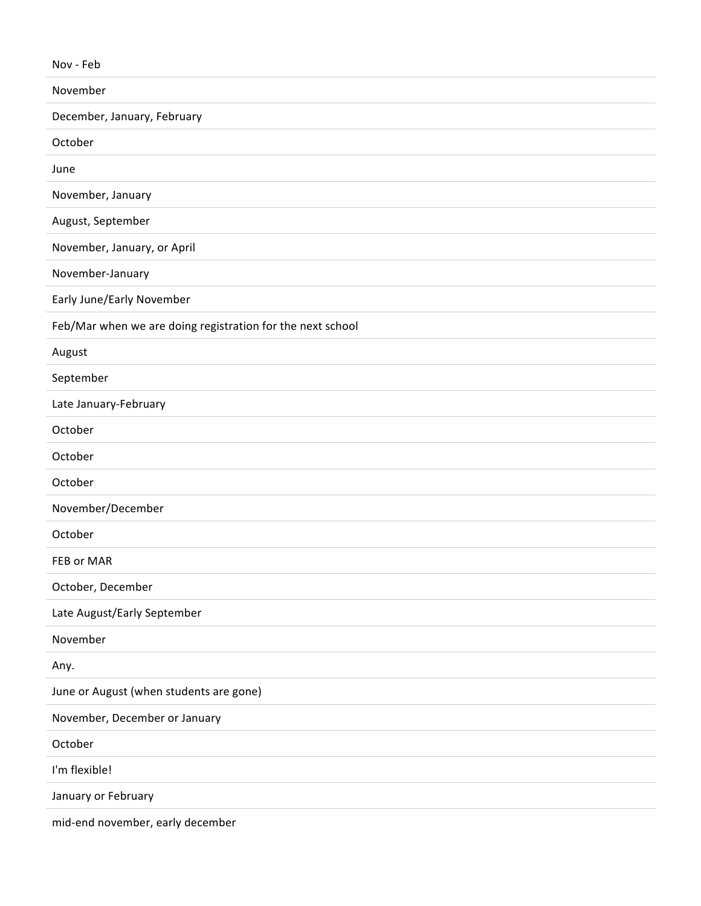Nov - Feb

November

December, January, February

October

June

November, January

August, September

November, January, or April

November-January

Early June/Early November

Feb/Mar when we are doing registration for the next school

August

September

Late January-February

October

October

October

November/December

October

FEB or MAR

October, December

Late August/Early September

November

Any.

June or August (when students are gone)

November, December or January

October

I'm flexible!

January or February

mid-end november, early december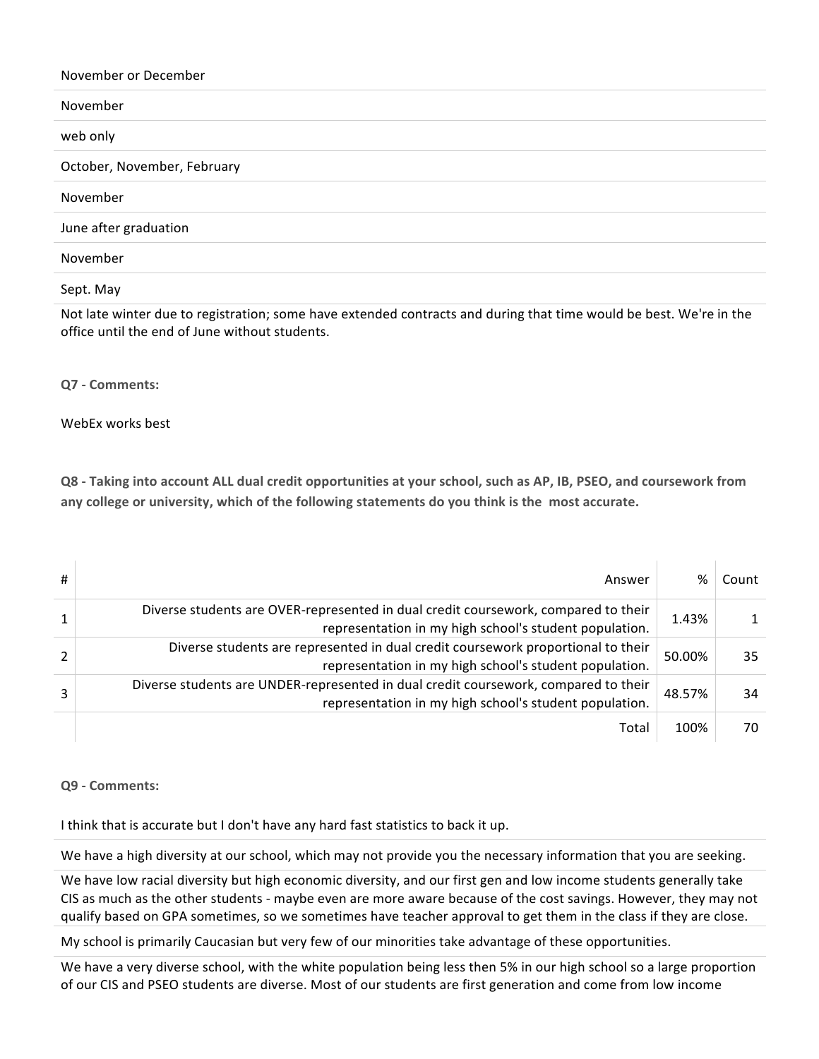| November or December |
|---|
| November |
| web only |
| October, November, February |
| November |
| June after graduation |
| November |
| Sept. May |
| Not late winter due to registration; some have extended contracts and during that time would be best. We're in the office until the end of June without students. |

**Q7 - Comments:**

WebEx works best

**Q8 - Taking into account ALL dual credit opportunities at your school, such as AP, IB, PSEO, and coursework from any college or university, which of the following statements do you think is the most accurate.**

| # | Answer | % | Count |
|---|---|---|---|
| 1 | Diverse students are OVER-represented in dual credit coursework, compared to their representation in my high school's student population. | 1.43% | 1 |
| 2 | Diverse students are represented in dual credit coursework proportional to their representation in my high school's student population. | 50.00% | 35 |
| 3 | Diverse students are UNDER-represented in dual credit coursework, compared to their representation in my high school's student population. | 48.57% | 34 |
| | Total | 100% | 70 |

**Q9 - Comments:**

| I think that is accurate but I don't have any hard fast statistics to back it up. |
|---|
| We have a high diversity at our school, which may not provide you the necessary information that you are seeking. |
| We have low racial diversity but high economic diversity, and our first gen and low income students generally take CIS as much as the other students - maybe even are more aware because of the cost savings. However, they may not qualify based on GPA sometimes, so we sometimes have teacher approval to get them in the class if they are close. |
| My school is primarily Caucasian but very few of our minorities take advantage of these opportunities. |
| We have a very diverse school, with the white population being less then 5% in our high school so a large proportion of our CIS and PSEO students are diverse. Most of our students are first generation and come from low income |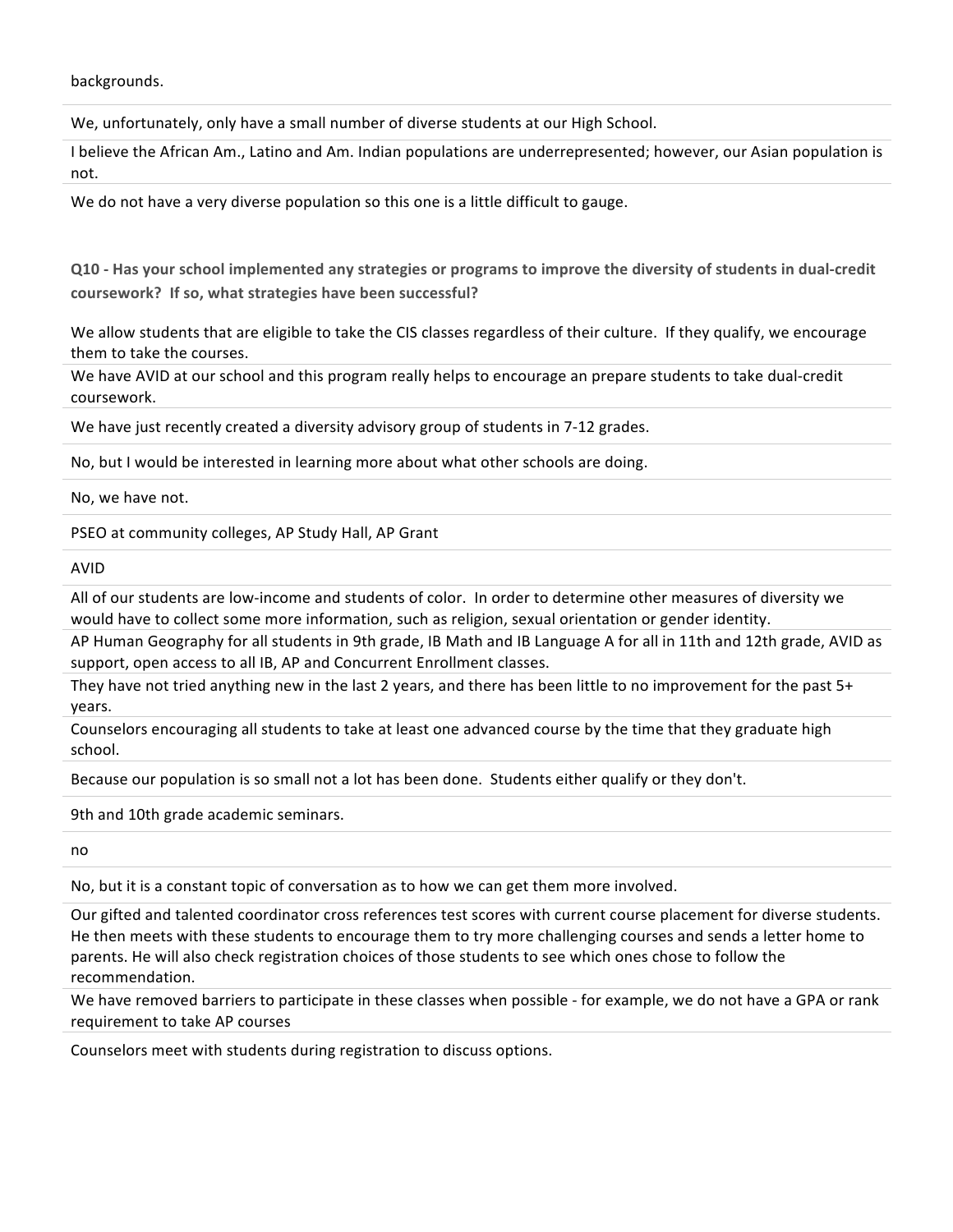backgrounds.

We, unfortunately, only have a small number of diverse students at our High School.

I believe the African Am., Latino and Am. Indian populations are underrepresented; however, our Asian population is not.

We do not have a very diverse population so this one is a little difficult to gauge.

**Q10 - Has your school implemented any strategies or programs to improve the diversity of students in dual-credit coursework? If so, what strategies have been successful?**

We allow students that are eligible to take the CIS classes regardless of their culture. If they qualify, we encourage them to take the courses.

We have AVID at our school and this program really helps to encourage an prepare students to take dual-credit coursework.

We have just recently created a diversity advisory group of students in 7-12 grades.

No, but I would be interested in learning more about what other schools are doing.

No, we have not.

PSEO at community colleges, AP Study Hall, AP Grant

AVID

All of our students are low-income and students of color. In order to determine other measures of diversity we would have to collect some more information, such as religion, sexual orientation or gender identity.

AP Human Geography for all students in 9th grade, IB Math and IB Language A for all in 11th and 12th grade, AVID as support, open access to all IB, AP and Concurrent Enrollment classes.

They have not tried anything new in the last 2 years, and there has been little to no improvement for the past 5+ years.

Counselors encouraging all students to take at least one advanced course by the time that they graduate high school.

Because our population is so small not a lot has been done. Students either qualify or they don't.

9th and 10th grade academic seminars.

no

No, but it is a constant topic of conversation as to how we can get them more involved.

Our gifted and talented coordinator cross references test scores with current course placement for diverse students. He then meets with these students to encourage them to try more challenging courses and sends a letter home to parents. He will also check registration choices of those students to see which ones chose to follow the recommendation.

We have removed barriers to participate in these classes when possible - for example, we do not have a GPA or rank requirement to take AP courses

Counselors meet with students during registration to discuss options.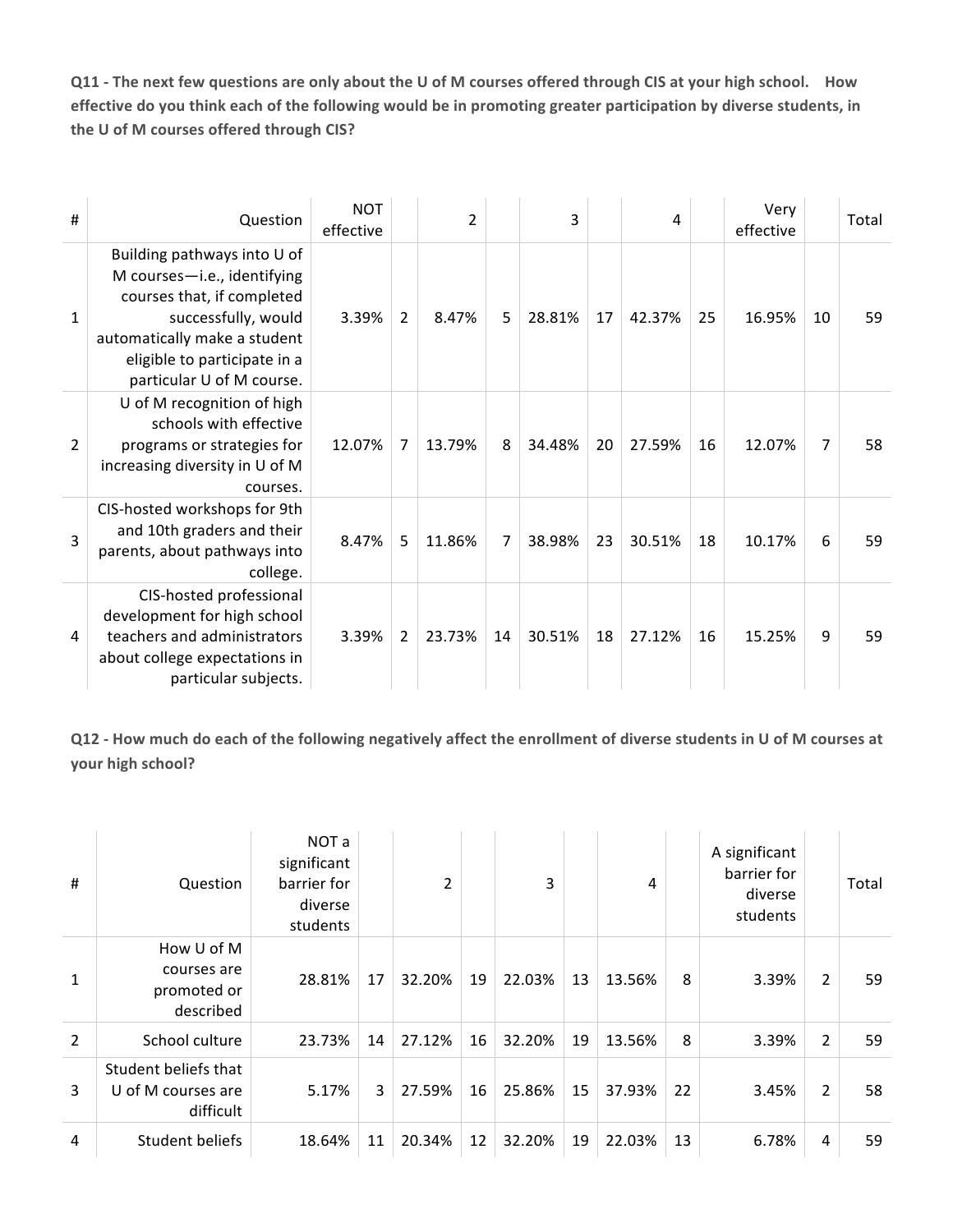**Q11 - The next few questions are only about the U of M courses offered through CIS at your high school. How effective do you think each of the following would be in promoting greater participation by diverse students, in the U of M courses offered through CIS?**

| # | Question | NOT effective | | 2 | | 3 | | 4 | | Very effective | | Total |
|---|---|---|---|---|---|---|---|---|---|---|---|---|
| 1 | Building pathways into U of M courses—i.e., identifying courses that, if completed successfully, would automatically make a student eligible to participate in a particular U of M course. | 3.39% | 2 | 8.47% | 5 | 28.81% | 17 | 42.37% | 25 | 16.95% | 10 | 59 |
| 2 | U of M recognition of high schools with effective programs or strategies for increasing diversity in U of M courses. | 12.07% | 7 | 13.79% | 8 | 34.48% | 20 | 27.59% | 16 | 12.07% | 7 | 58 |
| 3 | CIS-hosted workshops for 9th and 10th graders and their parents, about pathways into college. | 8.47% | 5 | 11.86% | 7 | 38.98% | 23 | 30.51% | 18 | 10.17% | 6 | 59 |
| 4 | CIS-hosted professional development for high school teachers and administrators about college expectations in particular subjects. | 3.39% | 2 | 23.73% | 14 | 30.51% | 18 | 27.12% | 16 | 15.25% | 9 | 59 |

**Q12 - How much do each of the following negatively affect the enrollment of diverse students in U of M courses at your high school?**

| # | Question | NOT a significant barrier for diverse students | | 2 | | 3 | | 4 | | A significant barrier for diverse students | | Total |
|---|---|---|---|---|---|---|---|---|---|---|---|---|
| 1 | How U of M courses are promoted or described | 28.81% | 17 | 32.20% | 19 | 22.03% | 13 | 13.56% | 8 | 3.39% | 2 | 59 |
| 2 | School culture | 23.73% | 14 | 27.12% | 16 | 32.20% | 19 | 13.56% | 8 | 3.39% | 2 | 59 |
| 3 | Student beliefs that U of M courses are difficult | 5.17% | 3 | 27.59% | 16 | 25.86% | 15 | 37.93% | 22 | 3.45% | 2 | 58 |
| 4 | Student beliefs | 18.64% | 11 | 20.34% | 12 | 32.20% | 19 | 22.03% | 13 | 6.78% | 4 | 59 |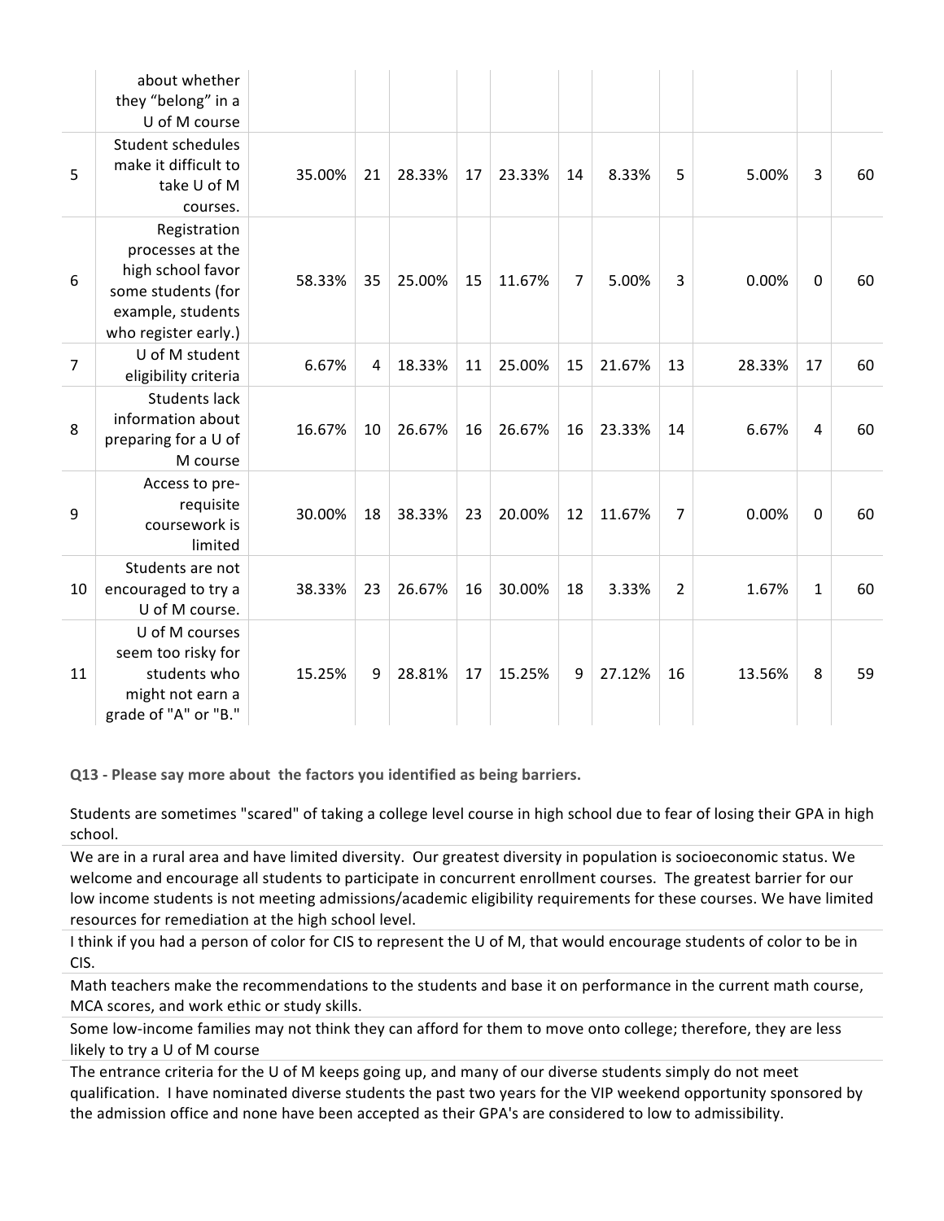| | | | | | | | | | | | | |
|---|---|---|---|---|---|---|---|---|---|---|---|---|
| | about whether they "belong" in a U of M course | | | | | | | | | | | |
| 5 | Student schedules make it difficult to take U of M courses. | 35.00% | 21 | 28.33% | 17 | 23.33% | 14 | 8.33% | 5 | 5.00% | 3 | 60 |
| 6 | Registration processes at the high school favor some students (for example, students who register early.) | 58.33% | 35 | 25.00% | 15 | 11.67% | 7 | 5.00% | 3 | 0.00% | 0 | 60 |
| 7 | U of M student eligibility criteria | 6.67% | 4 | 18.33% | 11 | 25.00% | 15 | 21.67% | 13 | 28.33% | 17 | 60 |
| 8 | Students lack information about preparing for a U of M course | 16.67% | 10 | 26.67% | 16 | 26.67% | 16 | 23.33% | 14 | 6.67% | 4 | 60 |
| 9 | Access to pre-requisite coursework is limited | 30.00% | 18 | 38.33% | 23 | 20.00% | 12 | 11.67% | 7 | 0.00% | 0 | 60 |
| 10 | Students are not encouraged to try a U of M course. | 38.33% | 23 | 26.67% | 16 | 30.00% | 18 | 3.33% | 2 | 1.67% | 1 | 60 |
| 11 | U of M courses seem too risky for students who might not earn a grade of "A" or "B." | 15.25% | 9 | 28.81% | 17 | 15.25% | 9 | 27.12% | 16 | 13.56% | 8 | 59 |

**Q13 - Please say more about the factors you identified as being barriers.**

Students are sometimes "scared" of taking a college level course in high school due to fear of losing their GPA in high school.

We are in a rural area and have limited diversity. Our greatest diversity in population is socioeconomic status. We welcome and encourage all students to participate in concurrent enrollment courses. The greatest barrier for our low income students is not meeting admissions/academic eligibility requirements for these courses. We have limited resources for remediation at the high school level.

I think if you had a person of color for CIS to represent the U of M, that would encourage students of color to be in CIS.

Math teachers make the recommendations to the students and base it on performance in the current math course, MCA scores, and work ethic or study skills.

Some low-income families may not think they can afford for them to move onto college; therefore, they are less likely to try a U of M course

The entrance criteria for the U of M keeps going up, and many of our diverse students simply do not meet qualification. I have nominated diverse students the past two years for the VIP weekend opportunity sponsored by the admission office and none have been accepted as their GPA's are considered to low to admissibility.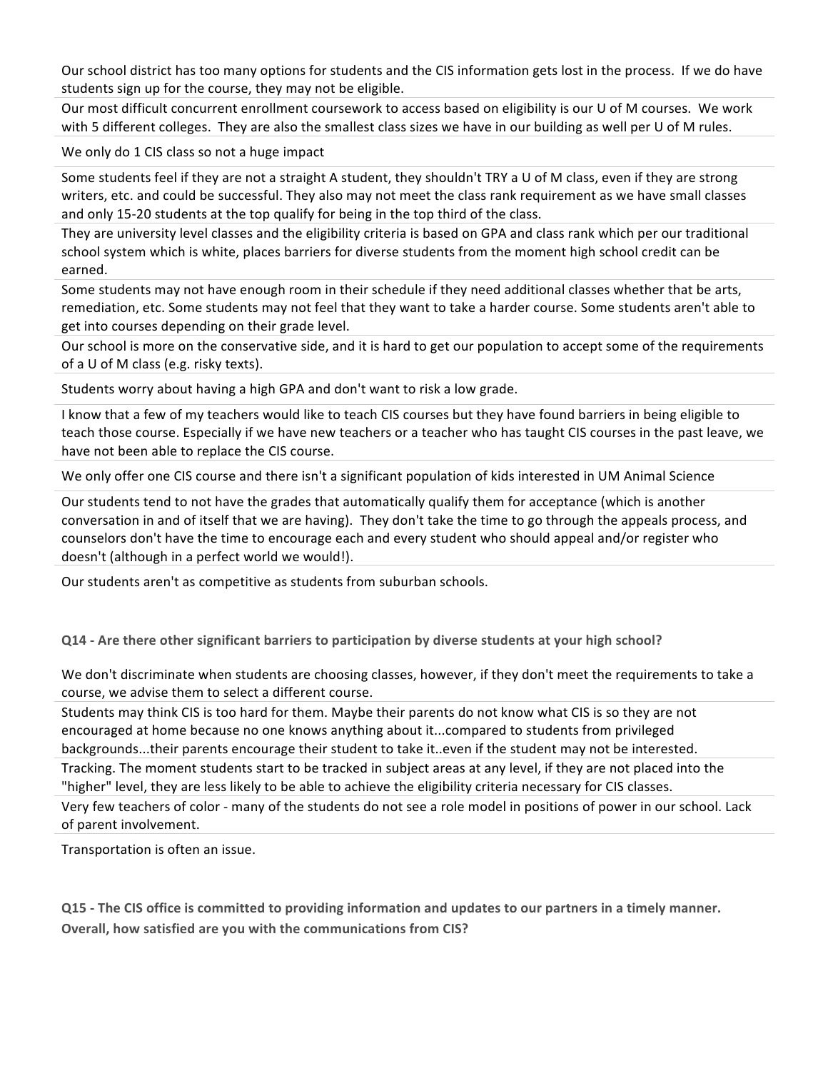Our school district has too many options for students and the CIS information gets lost in the process. If we do have students sign up for the course, they may not be eligible.

Our most difficult concurrent enrollment coursework to access based on eligibility is our U of M courses. We work with 5 different colleges. They are also the smallest class sizes we have in our building as well per U of M rules.

We only do 1 CIS class so not a huge impact

Some students feel if they are not a straight A student, they shouldn't TRY a U of M class, even if they are strong writers, etc. and could be successful. They also may not meet the class rank requirement as we have small classes and only 15-20 students at the top qualify for being in the top third of the class.

They are university level classes and the eligibility criteria is based on GPA and class rank which per our traditional school system which is white, places barriers for diverse students from the moment high school credit can be earned.

Some students may not have enough room in their schedule if they need additional classes whether that be arts, remediation, etc. Some students may not feel that they want to take a harder course. Some students aren't able to get into courses depending on their grade level.

Our school is more on the conservative side, and it is hard to get our population to accept some of the requirements of a U of M class (e.g. risky texts).

Students worry about having a high GPA and don't want to risk a low grade.

I know that a few of my teachers would like to teach CIS courses but they have found barriers in being eligible to teach those course. Especially if we have new teachers or a teacher who has taught CIS courses in the past leave, we have not been able to replace the CIS course.

We only offer one CIS course and there isn't a significant population of kids interested in UM Animal Science

Our students tend to not have the grades that automatically qualify them for acceptance (which is another conversation in and of itself that we are having). They don't take the time to go through the appeals process, and counselors don't have the time to encourage each and every student who should appeal and/or register who doesn't (although in a perfect world we would!).

Our students aren't as competitive as students from suburban schools.

### Q14 - Are there other significant barriers to participation by diverse students at your high school?

We don't discriminate when students are choosing classes, however, if they don't meet the requirements to take a course, we advise them to select a different course.

Students may think CIS is too hard for them. Maybe their parents do not know what CIS is so they are not encouraged at home because no one knows anything about it...compared to students from privileged backgrounds...their parents encourage their student to take it..even if the student may not be interested.

Tracking. The moment students start to be tracked in subject areas at any level, if they are not placed into the "higher" level, they are less likely to be able to achieve the eligibility criteria necessary for CIS classes.

Very few teachers of color - many of the students do not see a role model in positions of power in our school. Lack of parent involvement.

Transportation is often an issue.

### Q15 - The CIS office is committed to providing information and updates to our partners in a timely manner. Overall, how satisfied are you with the communications from CIS?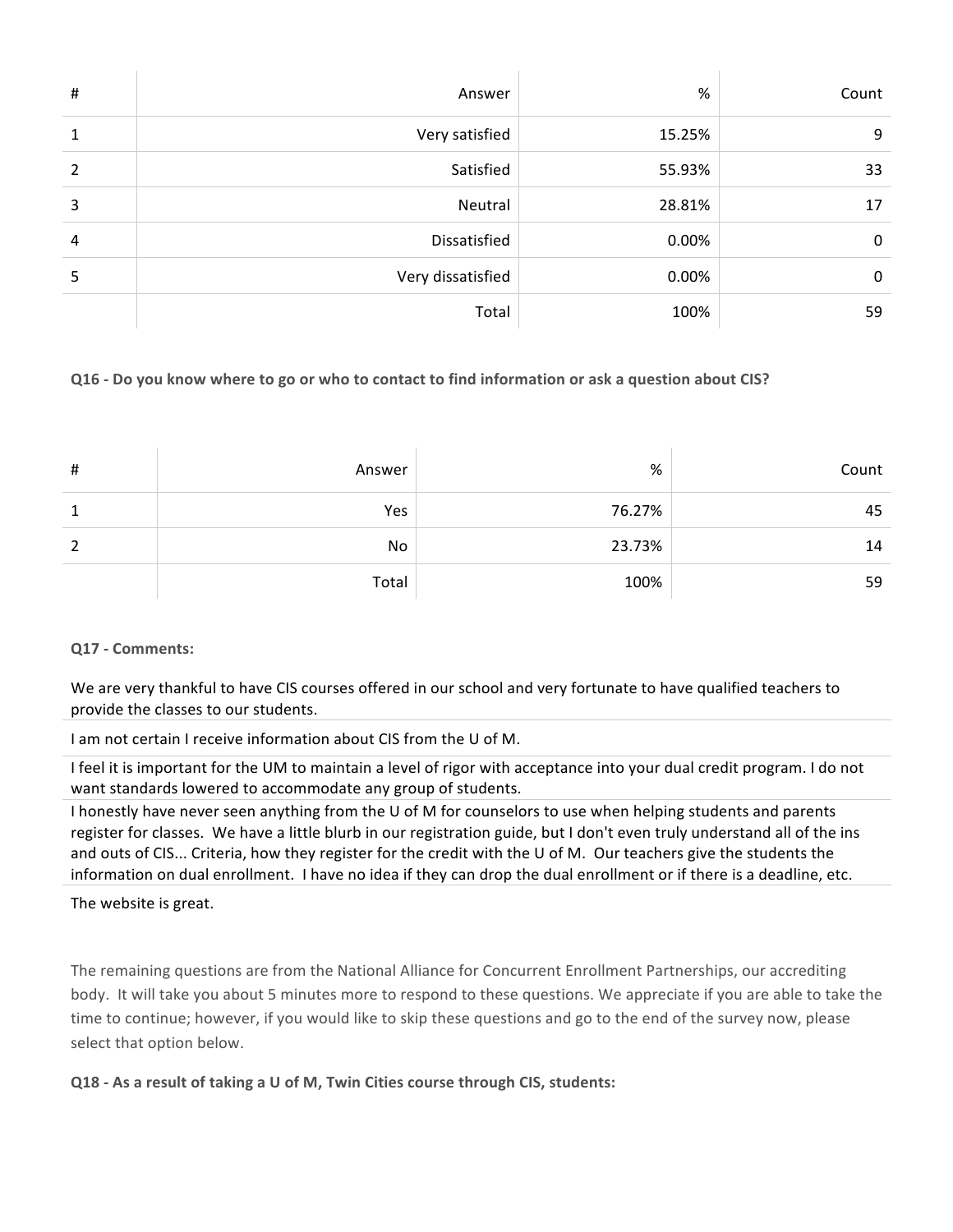| # | Answer | % | Count |
|---|---|---|---|
| 1 | Very satisfied | 15.25% | 9 |
| 2 | Satisfied | 55.93% | 33 |
| 3 | Neutral | 28.81% | 17 |
| 4 | Dissatisfied | 0.00% | 0 |
| 5 | Very dissatisfied | 0.00% | 0 |
| | Total | 100% | 59 |

**Q16 - Do you know where to go or who to contact to find information or ask a question about CIS?**

| # | Answer | % | Count |
|---|---|---|---|
| 1 | Yes | 76.27% | 45 |
| 2 | No | 23.73% | 14 |
| | Total | 100% | 59 |

**Q17 - Comments:**

We are very thankful to have CIS courses offered in our school and very fortunate to have qualified teachers to provide the classes to our students.

I am not certain I receive information about CIS from the U of M.

I feel it is important for the UM to maintain a level of rigor with acceptance into your dual credit program. I do not want standards lowered to accommodate any group of students.

I honestly have never seen anything from the U of M for counselors to use when helping students and parents register for classes. We have a little blurb in our registration guide, but I don't even truly understand all of the ins and outs of CIS... Criteria, how they register for the credit with the U of M. Our teachers give the students the information on dual enrollment. I have no idea if they can drop the dual enrollment or if there is a deadline, etc.

The website is great.

The remaining questions are from the National Alliance for Concurrent Enrollment Partnerships, our accrediting body. It will take you about 5 minutes more to respond to these questions. We appreciate if you are able to take the time to continue; however, if you would like to skip these questions and go to the end of the survey now, please select that option below.

**Q18 - As a result of taking a U of M, Twin Cities course through CIS, students:**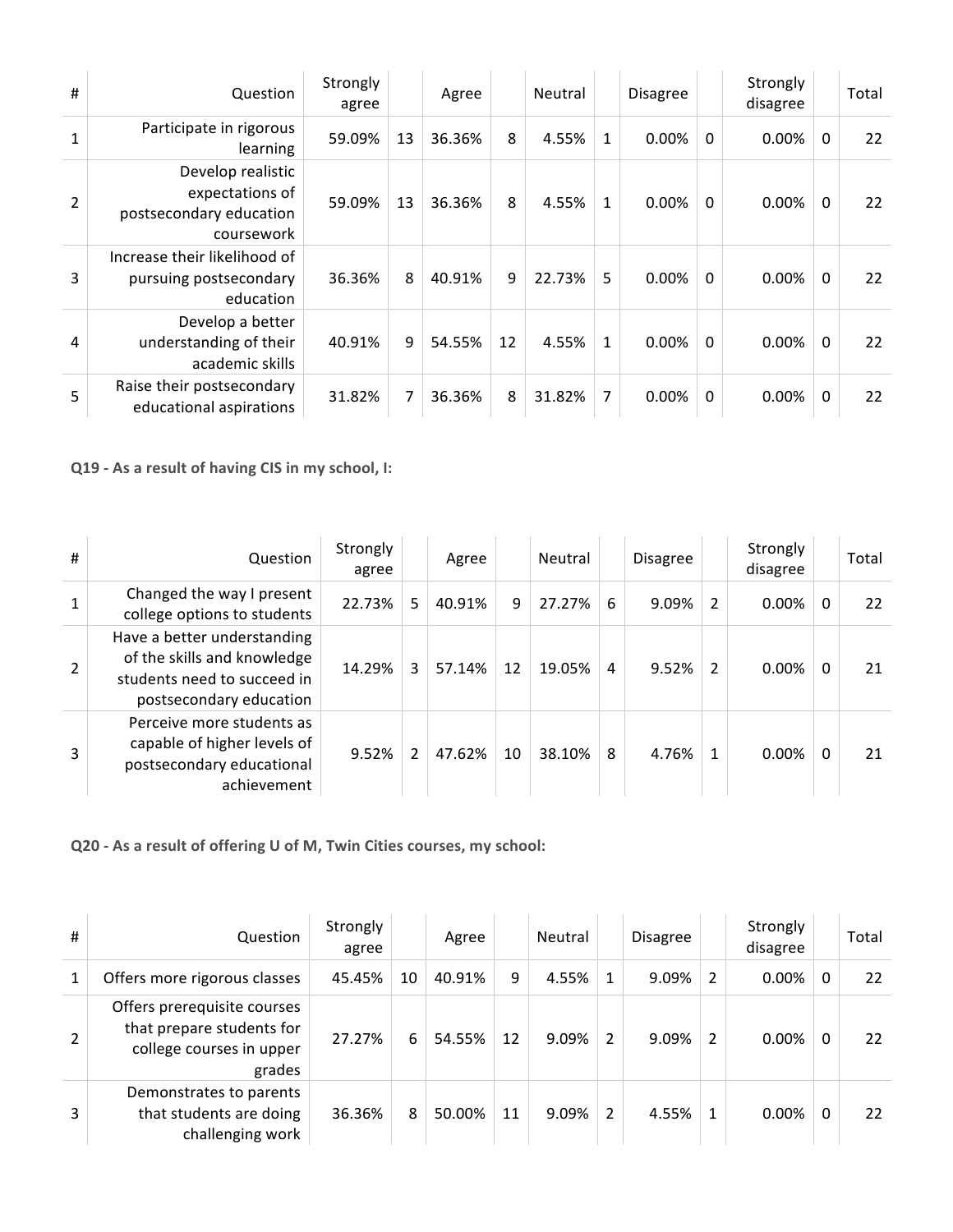| # | Question | Strongly agree | | Agree | | Neutral | | Disagree | | Strongly disagree | | Total |
|---|---|---|---|---|---|---|---|---|---|---|---|---|
| 1 | Participate in rigorous learning | 59.09% | 13 | 36.36% | 8 | 4.55% | 1 | 0.00% | 0 | 0.00% | 0 | 22 |
| 2 | Develop realistic expectations of postsecondary education coursework | 59.09% | 13 | 36.36% | 8 | 4.55% | 1 | 0.00% | 0 | 0.00% | 0 | 22 |
| 3 | Increase their likelihood of pursuing postsecondary education | 36.36% | 8 | 40.91% | 9 | 22.73% | 5 | 0.00% | 0 | 0.00% | 0 | 22 |
| 4 | Develop a better understanding of their academic skills | 40.91% | 9 | 54.55% | 12 | 4.55% | 1 | 0.00% | 0 | 0.00% | 0 | 22 |
| 5 | Raise their postsecondary educational aspirations | 31.82% | 7 | 36.36% | 8 | 31.82% | 7 | 0.00% | 0 | 0.00% | 0 | 22 |

**Q19 - As a result of having CIS in my school, I:**

| # | Question | Strongly agree | | Agree | | Neutral | | Disagree | | Strongly disagree | | Total |
|---|---|---|---|---|---|---|---|---|---|---|---|---|
| 1 | Changed the way I present college options to students | 22.73% | 5 | 40.91% | 9 | 27.27% | 6 | 9.09% | 2 | 0.00% | 0 | 22 |
| 2 | Have a better understanding of the skills and knowledge students need to succeed in postsecondary education | 14.29% | 3 | 57.14% | 12 | 19.05% | 4 | 9.52% | 2 | 0.00% | 0 | 21 |
| 3 | Perceive more students as capable of higher levels of postsecondary educational achievement | 9.52% | 2 | 47.62% | 10 | 38.10% | 8 | 4.76% | 1 | 0.00% | 0 | 21 |

**Q20 - As a result of offering U of M, Twin Cities courses, my school:**

| # | Question | Strongly agree | | Agree | | Neutral | | Disagree | | Strongly disagree | | Total |
|---|---|---|---|---|---|---|---|---|---|---|---|---|
| 1 | Offers more rigorous classes | 45.45% | 10 | 40.91% | 9 | 4.55% | 1 | 9.09% | 2 | 0.00% | 0 | 22 |
| 2 | Offers prerequisite courses that prepare students for college courses in upper grades | 27.27% | 6 | 54.55% | 12 | 9.09% | 2 | 9.09% | 2 | 0.00% | 0 | 22 |
| 3 | Demonstrates to parents that students are doing challenging work | 36.36% | 8 | 50.00% | 11 | 9.09% | 2 | 4.55% | 1 | 0.00% | 0 | 22 |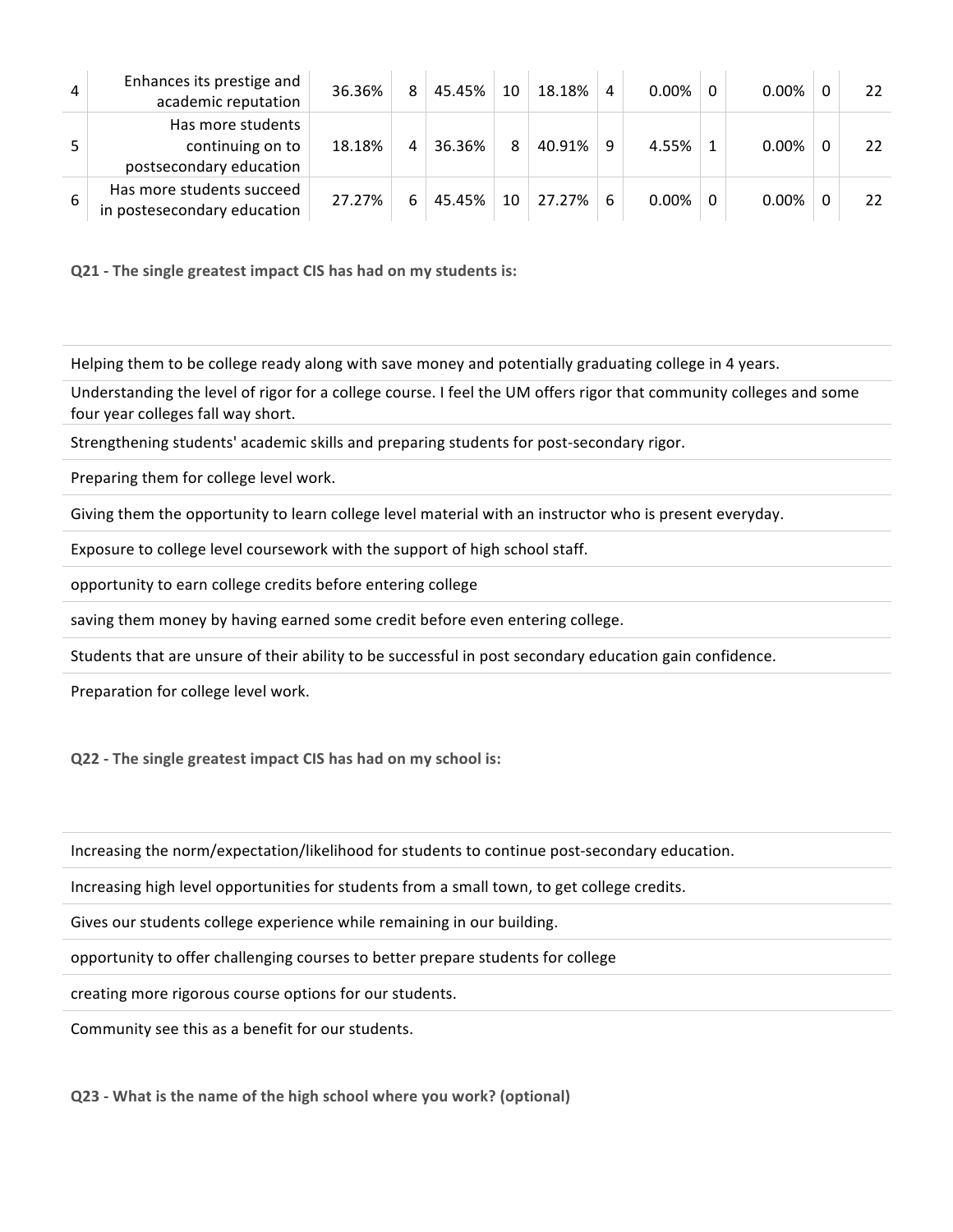| | | | | | | | | | | | | |
|---|---|---|---|---|---|---|---|---|---|---|---|---|
| 4 | Enhances its prestige and academic reputation | 36.36% | 8 | 45.45% | 10 | 18.18% | 4 | 0.00% | 0 | 0.00% | 0 | 22 |
| 5 | Has more students continuing on to postsecondary education | 18.18% | 4 | 36.36% | 8 | 40.91% | 9 | 4.55% | 1 | 0.00% | 0 | 22 |
| 6 | Has more students succeed in postesecondary education | 27.27% | 6 | 45.45% | 10 | 27.27% | 6 | 0.00% | 0 | 0.00% | 0 | 22 |

**Q21 - The single greatest impact CIS has had on my students is:**

| |
|---|
| Helping them to be college ready along with save money and potentially graduating college in 4 years. |
| Understanding the level of rigor for a college course. I feel the UM offers rigor that community colleges and some four year colleges fall way short. |
| Strengthening students' academic skills and preparing students for post-secondary rigor. |
| Preparing them for college level work. |
| Giving them the opportunity to learn college level material with an instructor who is present everyday. |
| Exposure to college level coursework with the support of high school staff. |
| opportunity to earn college credits before entering college |
| saving them money by having earned some credit before even entering college. |
| Students that are unsure of their ability to be successful in post secondary education gain confidence. |
| Preparation for college level work. |

**Q22 - The single greatest impact CIS has had on my school is:**

| |
|---|
| Increasing the norm/expectation/likelihood for students to continue post-secondary education. |
| Increasing high level opportunities for students from a small town, to get college credits. |
| Gives our students college experience while remaining in our building. |
| opportunity to offer challenging courses to better prepare students for college |
| creating more rigorous course options for our students. |
| Community see this as a benefit for our students. |

**Q23 - What is the name of the high school where you work? (optional)**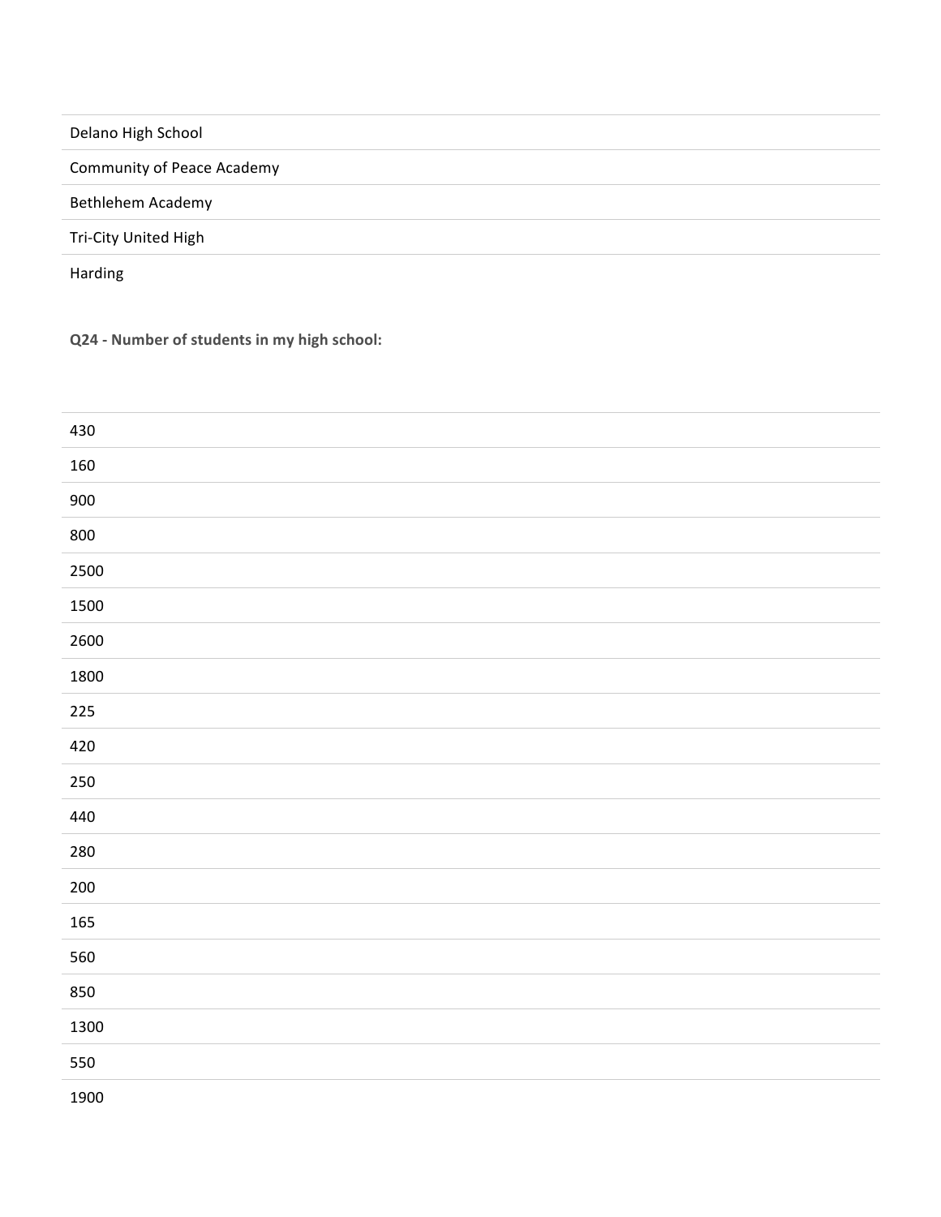Delano High School

Community of Peace Academy

Bethlehem Academy

Tri-City United High

Harding

**Q24 - Number of students in my high school:**

430

160

900

800

2500

1500

2600

1800

225

420

250

440

280

200

165

560

850

1300

550

1900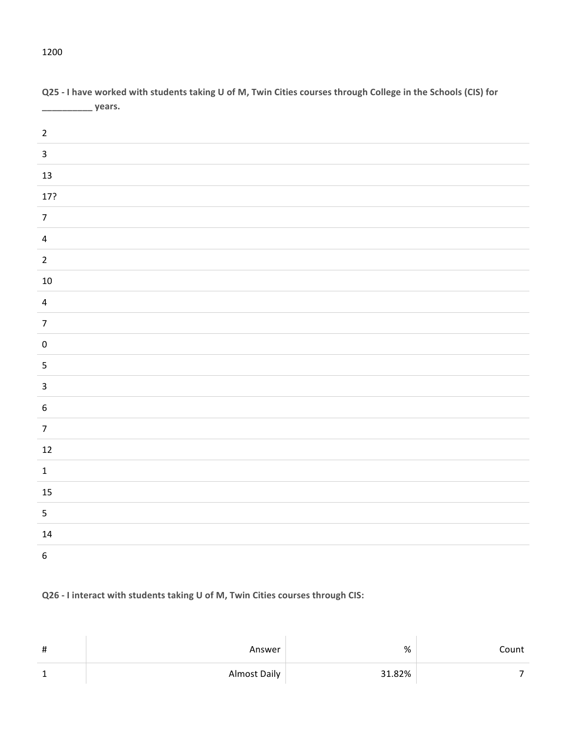1200

**Q25 - I have worked with students taking U of M, Twin Cities courses through College in the Schools (CIS) for __________ years.**

|  |
|---|
| 2 |
| 3 |
| 13 |
| 17? |
| 7 |
| 4 |
| 2 |
| 10 |
| 4 |
| 7 |
| 0 |
| 5 |
| 3 |
| 6 |
| 7 |
| 12 |
| 1 |
| 15 |
| 5 |
| 14 |
| 6 |

**Q26 - I interact with students taking U of M, Twin Cities courses through CIS:**

| # | Answer | % | Count |
|---|---|---|---|
| 1 | Almost Daily | 31.82% | 7 |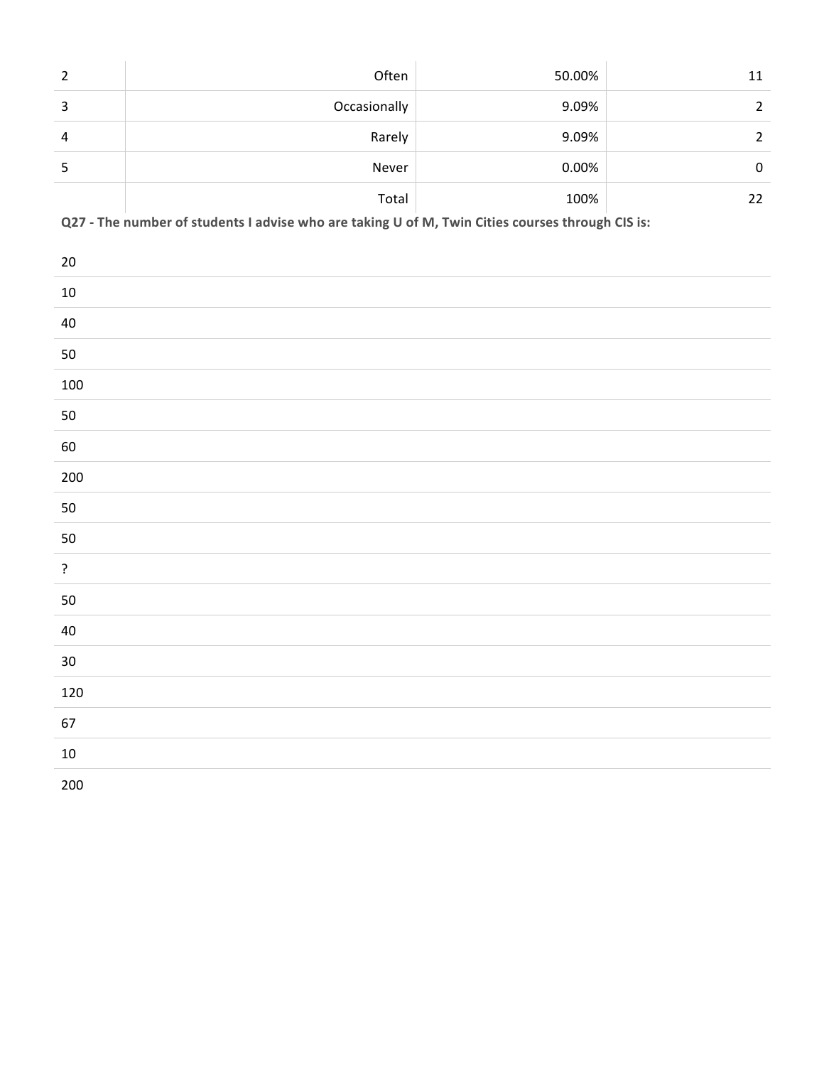| | | | |
|---|---|---|---|
| 2 | Often | 50.00% | 11 |
| 3 | Occasionally | 9.09% | 2 |
| 4 | Rarely | 9.09% | 2 |
| 5 | Never | 0.00% | 0 |
| | Total | 100% | 22 |

**Q27 - The number of students I advise who are taking U of M, Twin Cities courses through CIS is:**

| |
|---|
| 20 |
| 10 |
| 40 |
| 50 |
| 100 |
| 50 |
| 60 |
| 200 |
| 50 |
| 50 |
| ? |
| 50 |
| 40 |
| 30 |
| 120 |
| 67 |
| 10 |
| 200 |